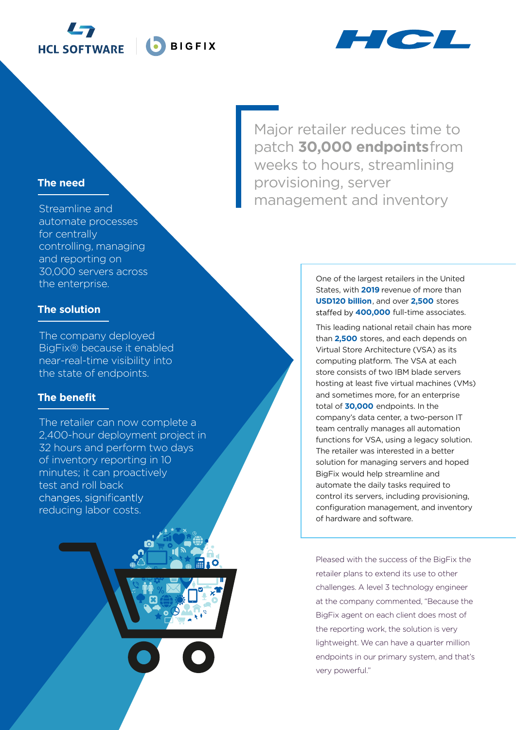# Major retailer reduces time to patch **30,000 endpoints** from weeks to hours, streamlining provisioning, server management and inventory

## The need

Streamline and automate processes for centrally controlling, managing and reporting on 30,000 servers across the enterprise.

## The solution

The company deployed BigFix® because it enabled near-real-time visibility into the state of endpoints.

## The benefit

The retailer can now complete a 2,400-hour deployment project in 32 hours and perform two days of inventory reporting in 10 minutes; it can proactively test and roll back changes, significantly reducing labor costs.

One of the largest retailers in the United States, with **2019** revenue of more than **USD120 billion**, and over **2,500** stores staffed by **400,000** full-time associates.

This leading national retail chain has more than **2,500** stores, and each depends on Virtual Store Architecture (VSA) as its computing platform. The VSA at each store consists of two IBM blade servers hosting at least five virtual machines (VMs) and sometimes more, for an enterprise total of **30,000** endpoints. In the company's data center, a two-person IT team centrally manages all automation functions for VSA, using a legacy solution. The retailer was interested in a better solution for managing servers and hoped BigFix would help streamline and automate the daily tasks required to control its servers, including provisioning, configuration management, and inventory of hardware and software.

Pleased with the success of the BigFix the retailer plans to extend its use to other challenges. A level 3 technology engineer at the company commented, "Because the BigFix agent on each client does most of the reporting work, the solution is very lightweight. We can have a quarter million endpoints in our primary system, and that's very powerful."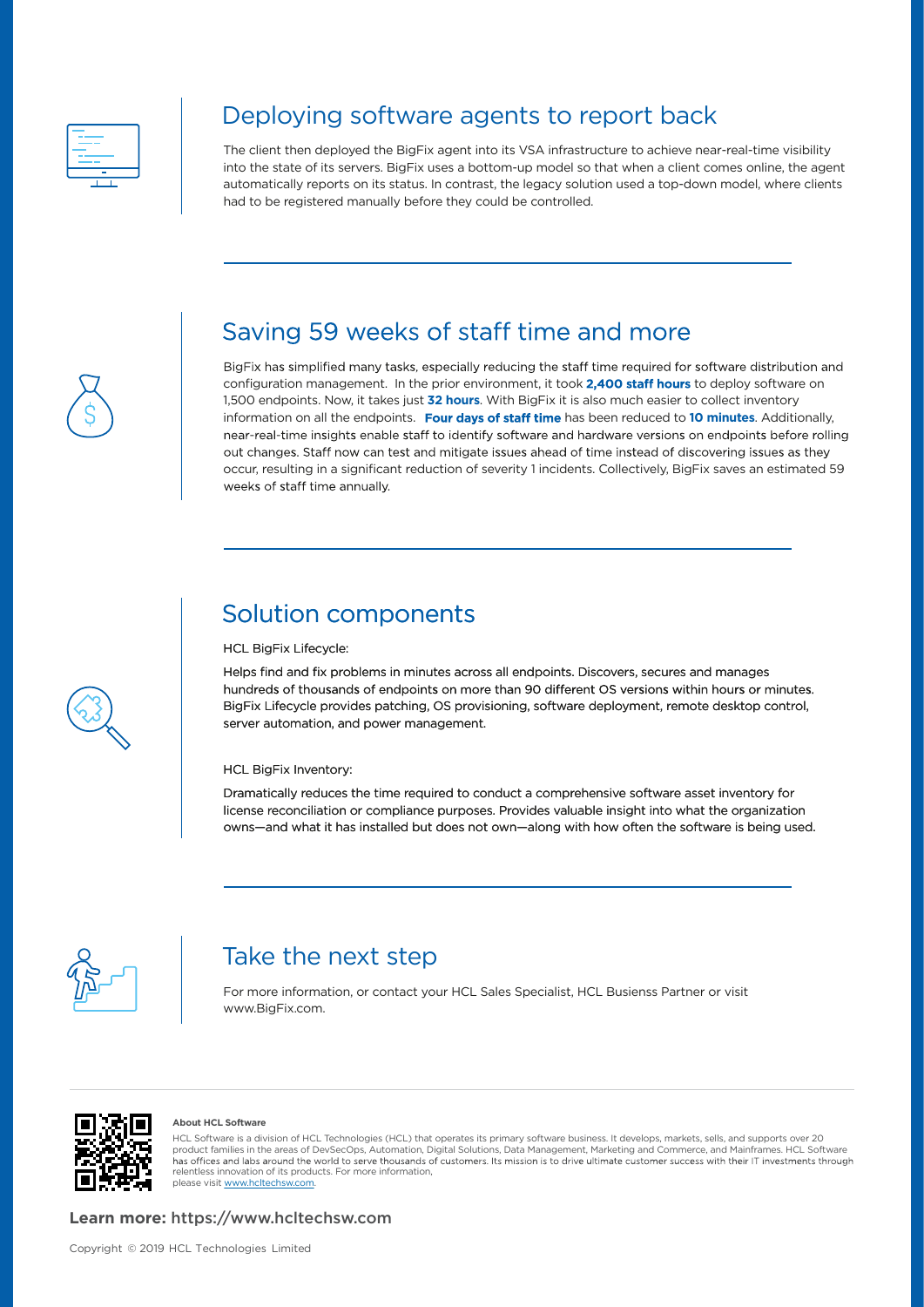## Deploying software agents to report back

The client then deployed the BigFix agent into its VSA infrastructure to achieve near-real-time visibility into the state of its servers. BigFix uses a bottom-up model so that when a client comes online, the agent automatically reports on its status. In contrast, the legacy solution used a top-down model, where clients had to be registered manually before they could be controlled.

## Saving 59 weeks of staff time and more

BigFix has simplified many tasks, especially reducing the staff time required for software distribution and configuration management. In the prior environment, it took **2,400 staff hours** to deploy software on 1,500 endpoints. Now, it takes just **32 hours**. With BigFix it is also much easier to collect inventory information on all the endpoints. **Four days of staff time** has been reduced to **10 minutes**. Additionally, near-real-time insights enable staff to identify software and hardware versions on endpoints before rolling out changes. Staff now can test and mitigate issues ahead of time instead of discovering issues as they occur, resulting in a significant reduction of severity 1 incidents. Collectively, BigFix saves an estimated 59 weeks of staff time annually.

## Solution components

HCL BigFix Lifecycle:

Helps find and fix problems in minutes across all endpoints. Discovers, secures and manages hundreds of thousands of endpoints on more than 90 different OS versions within hours or minutes. BigFix Lifecycle provides patching, OS provisioning, software deployment, remote desktop control, server automation, and power management.

HCL BigFix Inventory:

Dramatically reduces the time required to conduct a comprehensive software asset inventory for license reconciliation or compliance purposes. Provides valuable insight into what the organization owns—and what it has installed but does not own—along with how often the software is being used.

## Take the next step

For more information, or contact your HCL Sales Specialist, HCL Busienss Partner or visit www.BigFix.com.

**About HCL Software**

HCL Software is a division of HCL Technologies (HCL) that operates its primary software business. It develops, markets, sells, and supports over 20 product families in the areas of DevSecOps, Automation, Digital Solutions, Data Management, Marketing and Commerce, and Mainframes. HCL Software has offices and labs around the world to serve thousands of customers. Its mission is to drive ultimate customer success with their IT investments through relentless innovation of its products. For more information, please visit www.hcltechsw.com.

**Learn more:** https://www.hcltechsw.com

Copyright © 2019 HCL Technologies Limited